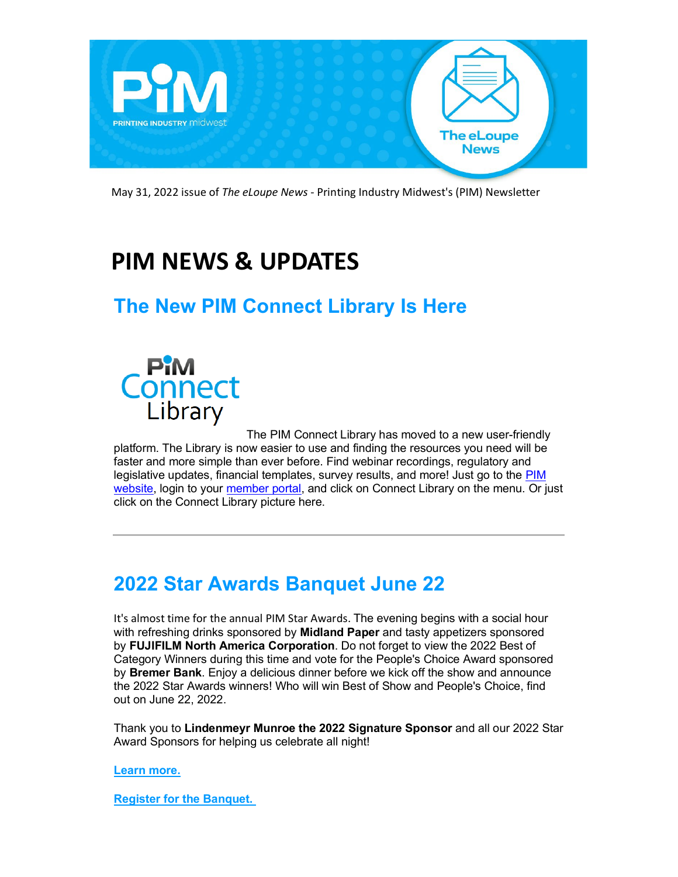May 31, 2022 issue of *The eLoupe News* - Printing Industry Midwest's (PIM) Newsletter

# PIM NEWS & UPDATES

## The New PIM Connect Library Is Here

The PIM Connect Library has moved to a new user-friendly platform. The Library is now easier to use and finding the resources you need will be faster and more simple than ever before. Find webinar recordings, regulatory and legislative updates, financial templates, survey results, and more! Just go to the PIM website, login to your member portal, and click on Connect Library on the menu. Or just click on the Connect Library picture here.

---

## 2022 Star Awards Banquet June 22

It's almost time for the annual PIM Star Awards. The evening begins with a social hour with refreshing drinks sponsored by **Midland Paper** and tasty appetizers sponsored by **FUJIFILM North America Corporation**. Do not forget to view the 2022 Best of Category Winners during this time and vote for the People's Choice Award sponsored by **Bremer Bank**. Enjoy a delicious dinner before we kick off the show and announce the 2022 Star Awards winners! Who will win Best of Show and People's Choice, find out on June 22, 2022.

Thank you to **Lindenmeyr Munroe the 2022 Signature Sponsor** and all our 2022 Star Award Sponsors for helping us celebrate all night!

**Learn more.**

**Register for the Banquet.**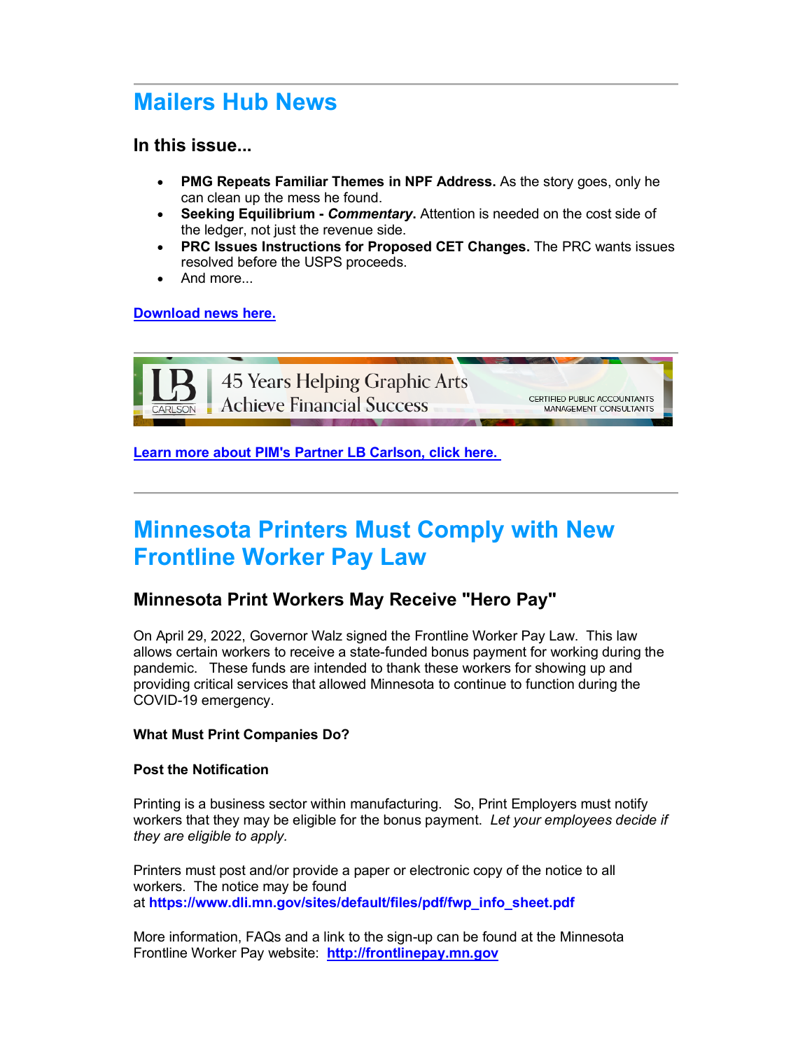# Mailers Hub News

### In this issue...

- **PMG Repeats Familiar Themes in NPF Address.** As the story goes, only he can clean up the mess he found.
- **Seeking Equilibrium - *Commentary*.** Attention is needed on the cost side of the ledger, not just the revenue side.
- **PRC Issues Instructions for Proposed CET Changes.** The PRC wants issues resolved before the USPS proceeds.
- And more...

**Download news here.**

**Learn more about PIM's Partner LB Carlson, click here.**

# Minnesota Printers Must Comply with New Frontline Worker Pay Law

## Minnesota Print Workers May Receive "Hero Pay"

On April 29, 2022, Governor Walz signed the Frontline Worker Pay Law. This law allows certain workers to receive a state-funded bonus payment for working during the pandemic. These funds are intended to thank these workers for showing up and providing critical services that allowed Minnesota to continue to function during the COVID-19 emergency.

**What Must Print Companies Do?**

**Post the Notification**

Printing is a business sector within manufacturing. So, Print Employers must notify workers that they may be eligible for the bonus payment. *Let your employees decide if they are eligible to apply.*

Printers must post and/or provide a paper or electronic copy of the notice to all workers. The notice may be found at **https://www.dli.mn.gov/sites/default/files/pdf/fwp_info_sheet.pdf**

More information, FAQs and a link to the sign-up can be found at the Minnesota Frontline Worker Pay website: **http://frontlinepay.mn.gov**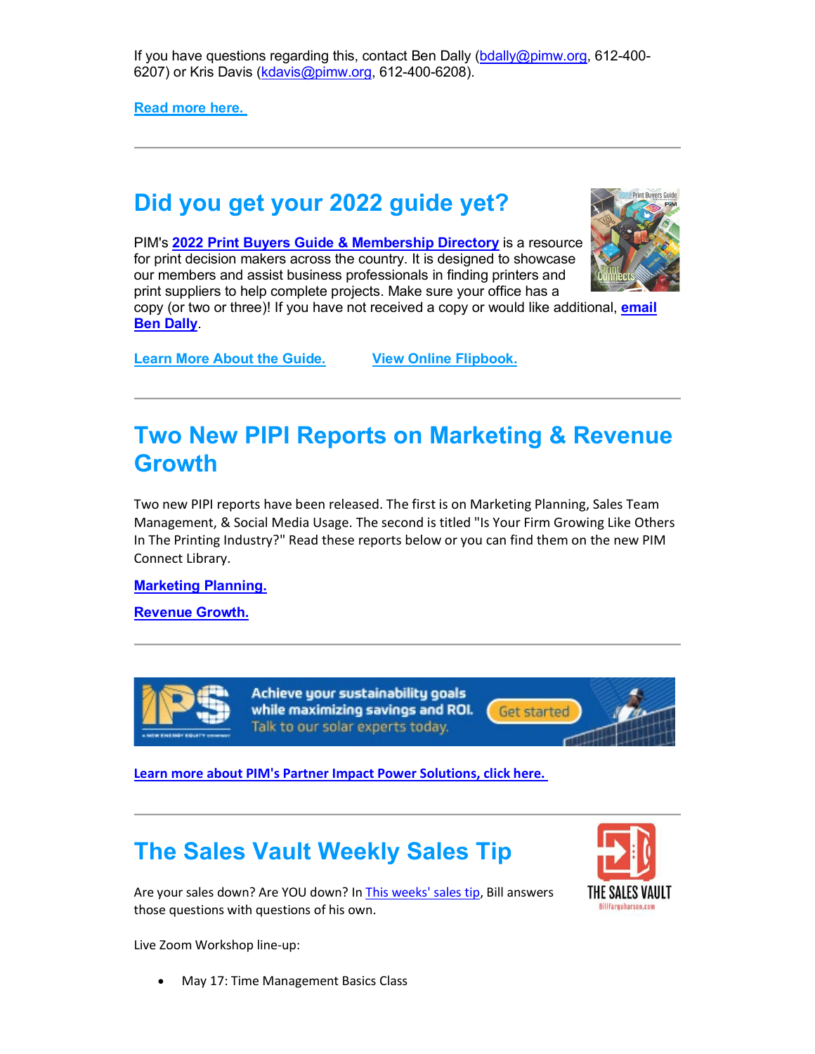If you have questions regarding this, contact Ben Dally (bdally@pimw.org, 612-400-6207) or Kris Davis (kdavis@pimw.org, 612-400-6208).

**Read more here.**

---

## Did you get your 2022 guide yet?

PIM's **2022 Print Buyers Guide & Membership Directory** is a resource for print decision makers across the country. It is designed to showcase our members and assist business professionals in finding printers and print suppliers to help complete projects. Make sure your office has a copy (or two or three)! If you have not received a copy or would like additional, **email Ben Dally**.

**Learn More About the Guide.**     **View Online Flipbook.**

---

## Two New PIPI Reports on Marketing & Revenue Growth

Two new PIPI reports have been released. The first is on Marketing Planning, Sales Team Management, & Social Media Usage. The second is titled "Is Your Firm Growing Like Others In The Printing Industry?" Read these reports below or you can find them on the new PIM Connect Library.

**Marketing Planning.**

**Revenue Growth.**

---

**Learn more about PIM's Partner Impact Power Solutions, click here.**

---

## The Sales Vault Weekly Sales Tip

Are your sales down? Are YOU down? In This weeks' sales tip, Bill answers those questions with questions of his own.

Live Zoom Workshop line-up:

- May 17: Time Management Basics Class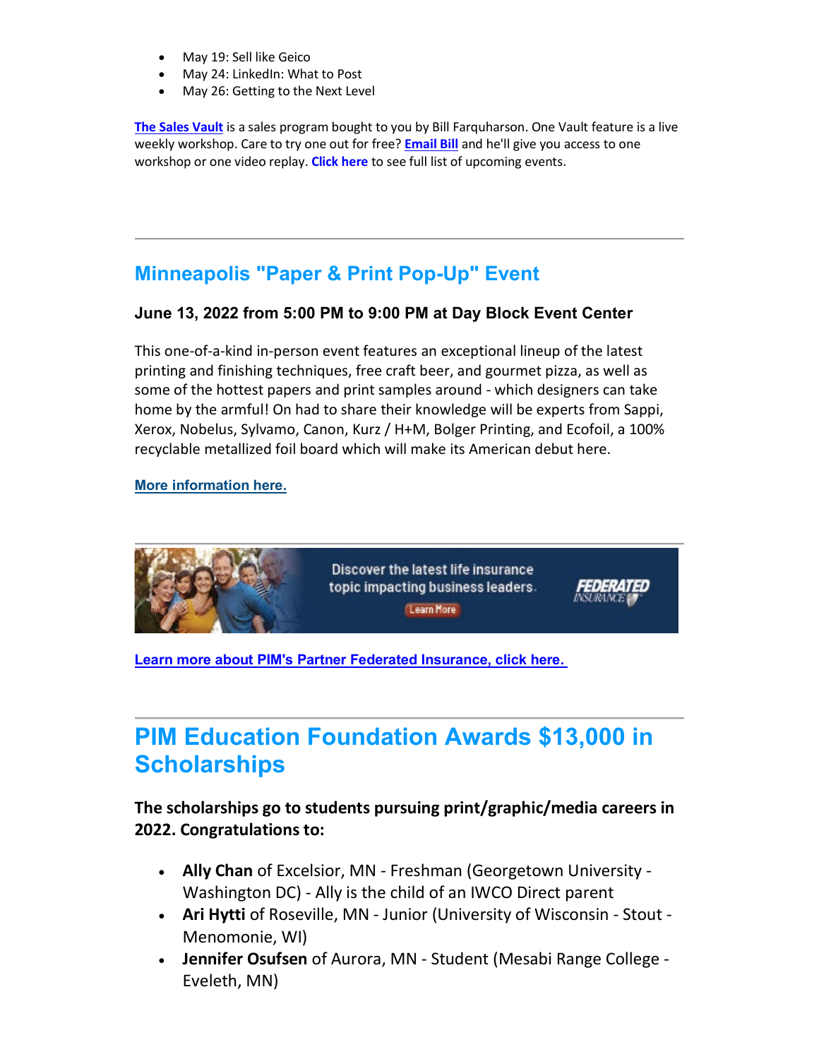- May 19: Sell like Geico
- May 24: LinkedIn: What to Post
- May 26: Getting to the Next Level

**The Sales Vault** is a sales program bought to you by Bill Farquharson. One Vault feature is a live weekly workshop. Care to try one out for free? **Email Bill** and he'll give you access to one workshop or one video replay. **Click here** to see full list of upcoming events.

---

## Minneapolis "Paper & Print Pop-Up" Event

### June 13, 2022 from 5:00 PM to 9:00 PM at Day Block Event Center

This one-of-a-kind in-person event features an exceptional lineup of the latest printing and finishing techniques, free craft beer, and gourmet pizza, as well as some of the hottest papers and print samples around - which designers can take home by the armful! On had to share their knowledge will be experts from Sappi, Xerox, Nobelus, Sylvamo, Canon, Kurz / H+M, Bolger Printing, and Ecofoil, a 100% recyclable metallized foil board which will make its American debut here.

**More information here.**

---

Discover the latest life insurance topic impacting business leaders. Learn More FEDERATED INSURANCE

**Learn more about PIM's Partner Federated Insurance, click here.**

---

## PIM Education Foundation Awards $13,000 in Scholarships

### The scholarships go to students pursuing print/graphic/media careers in 2022. Congratulations to:

- **Ally Chan** of Excelsior, MN - Freshman (Georgetown University - Washington DC) - Ally is the child of an IWCO Direct parent
- **Ari Hytti** of Roseville, MN - Junior (University of Wisconsin - Stout - Menomonie, WI)
- **Jennifer Osufsen** of Aurora, MN - Student (Mesabi Range College - Eveleth, MN)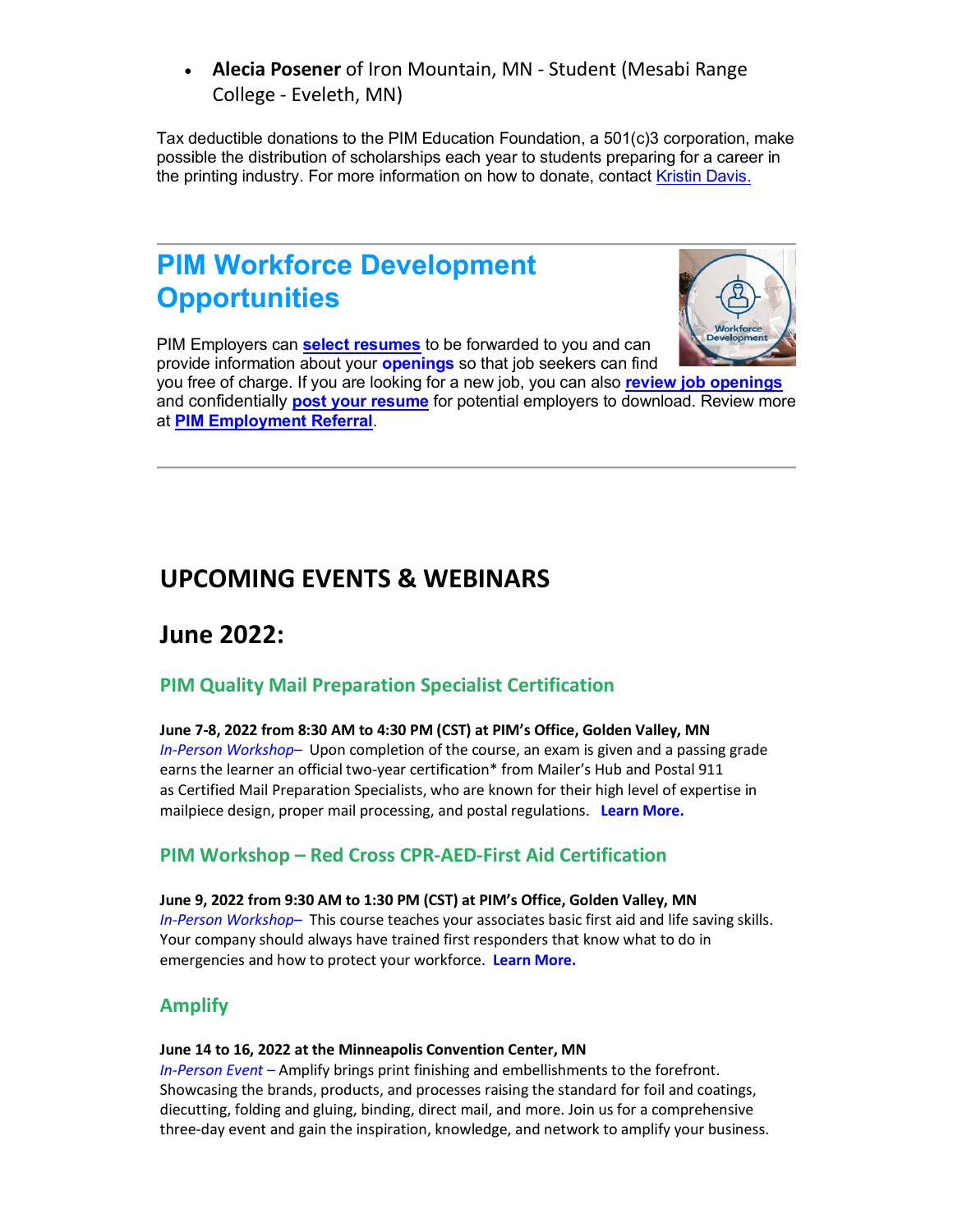- **Alecia Posener** of Iron Mountain, MN - Student (Mesabi Range College - Eveleth, MN)

Tax deductible donations to the PIM Education Foundation, a 501(c)3 corporation, make possible the distribution of scholarships each year to students preparing for a career in the printing industry. For more information on how to donate, contact Kristin Davis.

## PIM Workforce Development Opportunities

PIM Employers can **select resumes** to be forwarded to you and can provide information about your **openings** so that job seekers can find you free of charge. If you are looking for a new job, you can also **review job openings** and confidentially **post your resume** for potential employers to download. Review more at **PIM Employment Referral**.

# UPCOMING EVENTS & WEBINARS

## June 2022:

### PIM Quality Mail Preparation Specialist Certification

**June 7-8, 2022 from 8:30 AM to 4:30 PM (CST) at PIM's Office, Golden Valley, MN**
*In-Person Workshop*– Upon completion of the course, an exam is given and a passing grade earns the learner an official two-year certification* from Mailer's Hub and Postal 911 as Certified Mail Preparation Specialists, who are known for their high level of expertise in mailpiece design, proper mail processing, and postal regulations. **Learn More.**

### PIM Workshop – Red Cross CPR-AED-First Aid Certification

**June 9, 2022 from 9:30 AM to 1:30 PM (CST) at PIM's Office, Golden Valley, MN**
*In-Person Workshop*– This course teaches your associates basic first aid and life saving skills. Your company should always have trained first responders that know what to do in emergencies and how to protect your workforce. **Learn More.**

### Amplify

**June 14 to 16, 2022 at the Minneapolis Convention Center, MN**
*In-Person Event* – Amplify brings print finishing and embellishments to the forefront. Showcasing the brands, products, and processes raising the standard for foil and coatings, diecutting, folding and gluing, binding, direct mail, and more. Join us for a comprehensive three-day event and gain the inspiration, knowledge, and network to amplify your business.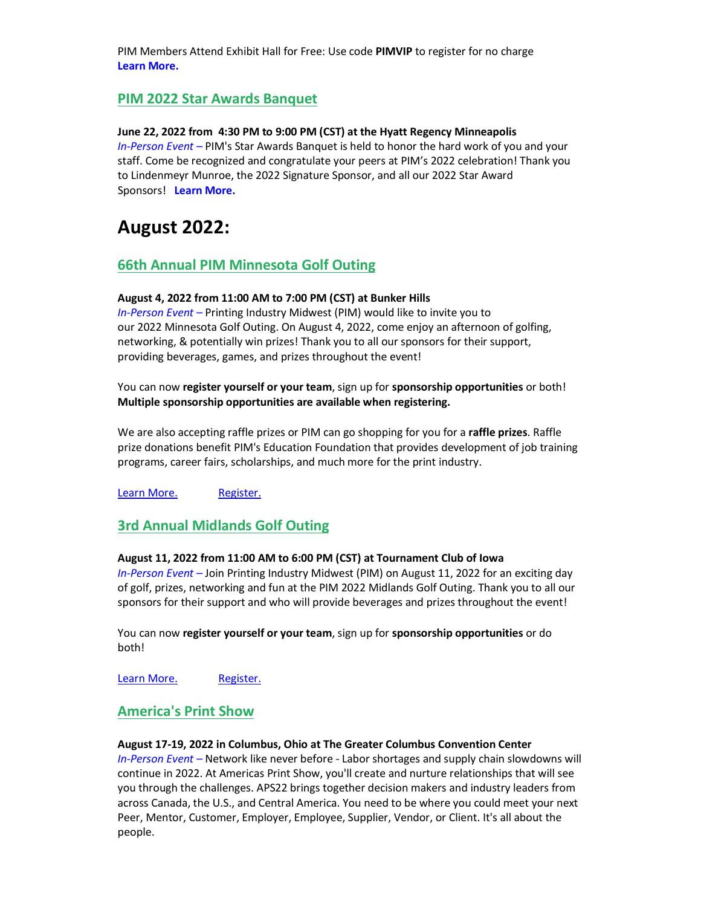PIM Members Attend Exhibit Hall for Free: Use code **PIMVIP** to register for no charge
**Learn More.**

### PIM 2022 Star Awards Banquet

**June 22, 2022 from 4:30 PM to 9:00 PM (CST) at the Hyatt Regency Minneapolis**
*In-Person Event –* PIM's Star Awards Banquet is held to honor the hard work of you and your staff. Come be recognized and congratulate your peers at PIM's 2022 celebration! Thank you to Lindenmeyr Munroe, the 2022 Signature Sponsor, and all our 2022 Star Award Sponsors! **Learn More.**

## August 2022:

### 66th Annual PIM Minnesota Golf Outing

**August 4, 2022 from 11:00 AM to 7:00 PM (CST) at Bunker Hills**
*In-Person Event –* Printing Industry Midwest (PIM) would like to invite you to our 2022 Minnesota Golf Outing. On August 4, 2022, come enjoy an afternoon of golfing, networking, & potentially win prizes! Thank you to all our sponsors for their support, providing beverages, games, and prizes throughout the event!

You can now **register yourself or your team**, sign up for **sponsorship opportunities** or both! **Multiple sponsorship opportunities are available when registering.**

We are also accepting raffle prizes or PIM can go shopping for you for a **raffle prizes**. Raffle prize donations benefit PIM's Education Foundation that provides development of job training programs, career fairs, scholarships, and much more for the print industry.

Learn More. Register.

### 3rd Annual Midlands Golf Outing

**August 11, 2022 from 11:00 AM to 6:00 PM (CST) at Tournament Club of Iowa**
*In-Person Event –* Join Printing Industry Midwest (PIM) on August 11, 2022 for an exciting day of golf, prizes, networking and fun at the PIM 2022 Midlands Golf Outing. Thank you to all our sponsors for their support and who will provide beverages and prizes throughout the event!

You can now **register yourself or your team**, sign up for **sponsorship opportunities** or do both!

Learn More. Register.

### America's Print Show

**August 17-19, 2022 in Columbus, Ohio at The Greater Columbus Convention Center**
*In-Person Event –* Network like never before - Labor shortages and supply chain slowdowns will continue in 2022. At Americas Print Show, you'll create and nurture relationships that will see you through the challenges. APS22 brings together decision makers and industry leaders from across Canada, the U.S., and Central America. You need to be where you could meet your next Peer, Mentor, Customer, Employer, Employee, Supplier, Vendor, or Client. It's all about the people.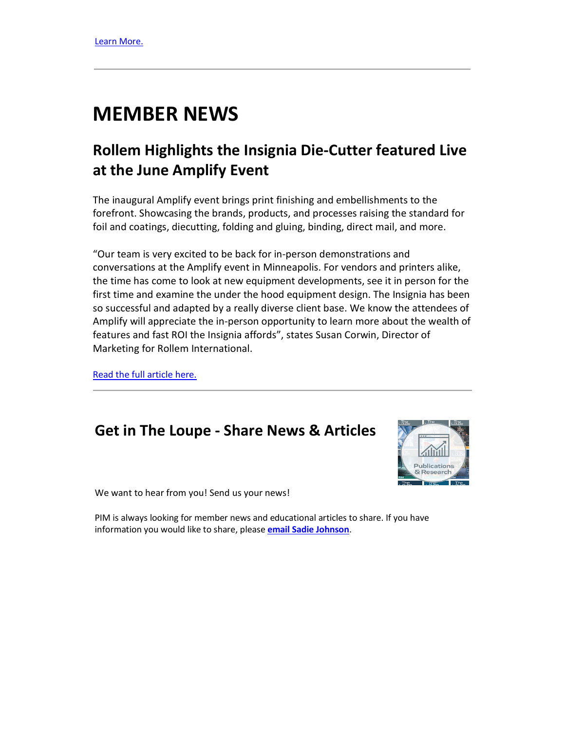Learn More.

---

# MEMBER NEWS

## Rollem Highlights the Insignia Die-Cutter featured Live at the June Amplify Event

The inaugural Amplify event brings print finishing and embellishments to the forefront. Showcasing the brands, products, and processes raising the standard for foil and coatings, diecutting, folding and gluing, binding, direct mail, and more.

"Our team is very excited to be back for in-person demonstrations and conversations at the Amplify event in Minneapolis. For vendors and printers alike, the time has come to look at new equipment developments, see it in person for the first time and examine the under the hood equipment design. The Insignia has been so successful and adapted by a really diverse client base. We know the attendees of Amplify will appreciate the in-person opportunity to learn more about the wealth of features and fast ROI the Insignia affords", states Susan Corwin, Director of Marketing for Rollem International.

Read the full article here.

---

## Get in The Loupe - Share News & Articles

We want to hear from you! Send us your news!

PIM is always looking for member news and educational articles to share. If you have information you would like to share, please **email Sadie Johnson**.